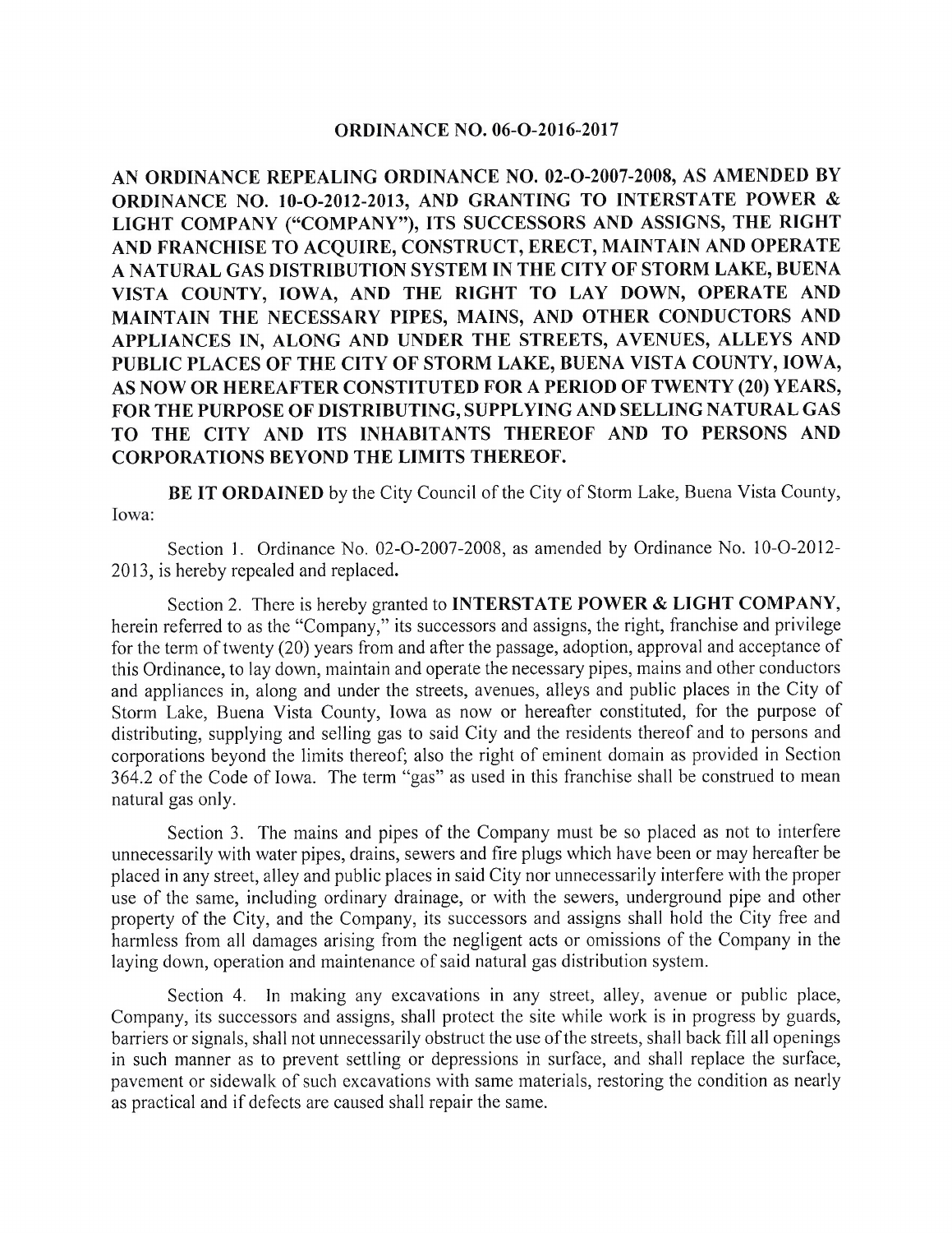# ORDINANCE NO. 06-O-2016-2017

**AN ORDINANCE REPEALING ORDINANCE NO. 02-O-2007-2008, AS AMENDED BY ORDINANCE NO. 10-O-2012-2013, AND GRANTING TO INTERSTATE POWER & LIGHT COMPANY ("COMPANY"), ITS SUCCESSORS AND ASSIGNS, THE RIGHT AND FRANCHISE TO ACQUIRE, CONSTRUCT, ERECT, MAINTAIN AND OPERATE A NATURAL GAS DISTRIBUTION SYSTEM IN THE CITY OF STORM LAKE, BUENA VISTA COUNTY, IOWA, AND THE RIGHT TO LAY DOWN, OPERATE AND MAINTAIN THE NECESSARY PIPES, MAINS, AND OTHER CONDUCTORS AND APPLIANCES IN, ALONG AND UNDER THE STREETS, AVENUES, ALLEYS AND PUBLIC PLACES OF THE CITY OF STORM LAKE, BUENA VISTA COUNTY, IOWA, AS NOW OR HEREAFTER CONSTITUTED FOR A PERIOD OF TWENTY (20) YEARS, FOR THE PURPOSE OF DISTRIBUTING, SUPPLYING AND SELLING NATURAL GAS TO THE CITY AND ITS INHABITANTS THEREOF AND TO PERSONS AND CORPORATIONS BEYOND THE LIMITS THEREOF.**

**BE IT ORDAINED** by the City Council of the City of Storm Lake, Buena Vista County, Iowa:

Section 1. Ordinance No. 02-O-2007-2008, as amended by Ordinance No. 10-O-2012-2013, is hereby repealed and replaced.

Section 2. There is hereby granted to **INTERSTATE POWER & LIGHT COMPANY**, herein referred to as the "Company," its successors and assigns, the right, franchise and privilege for the term of twenty (20) years from and after the passage, adoption, approval and acceptance of this Ordinance, to lay down, maintain and operate the necessary pipes, mains and other conductors and appliances in, along and under the streets, avenues, alleys and public places in the City of Storm Lake, Buena Vista County, Iowa as now or hereafter constituted, for the purpose of distributing, supplying and selling gas to said City and the residents thereof and to persons and corporations beyond the limits thereof; also the right of eminent domain as provided in Section 364.2 of the Code of Iowa. The term "gas" as used in this franchise shall be construed to mean natural gas only.

Section 3. The mains and pipes of the Company must be so placed as not to interfere unnecessarily with water pipes, drains, sewers and fire plugs which have been or may hereafter be placed in any street, alley and public places in said City nor unnecessarily interfere with the proper use of the same, including ordinary drainage, or with the sewers, underground pipe and other property of the City, and the Company, its successors and assigns shall hold the City free and harmless from all damages arising from the negligent acts or omissions of the Company in the laying down, operation and maintenance of said natural gas distribution system.

Section 4. In making any excavations in any street, alley, avenue or public place, Company, its successors and assigns, shall protect the site while work is in progress by guards, barriers or signals, shall not unnecessarily obstruct the use of the streets, shall back fill all openings in such manner as to prevent settling or depressions in surface, and shall replace the surface, pavement or sidewalk of such excavations with same materials, restoring the condition as nearly as practical and if defects are caused shall repair the same.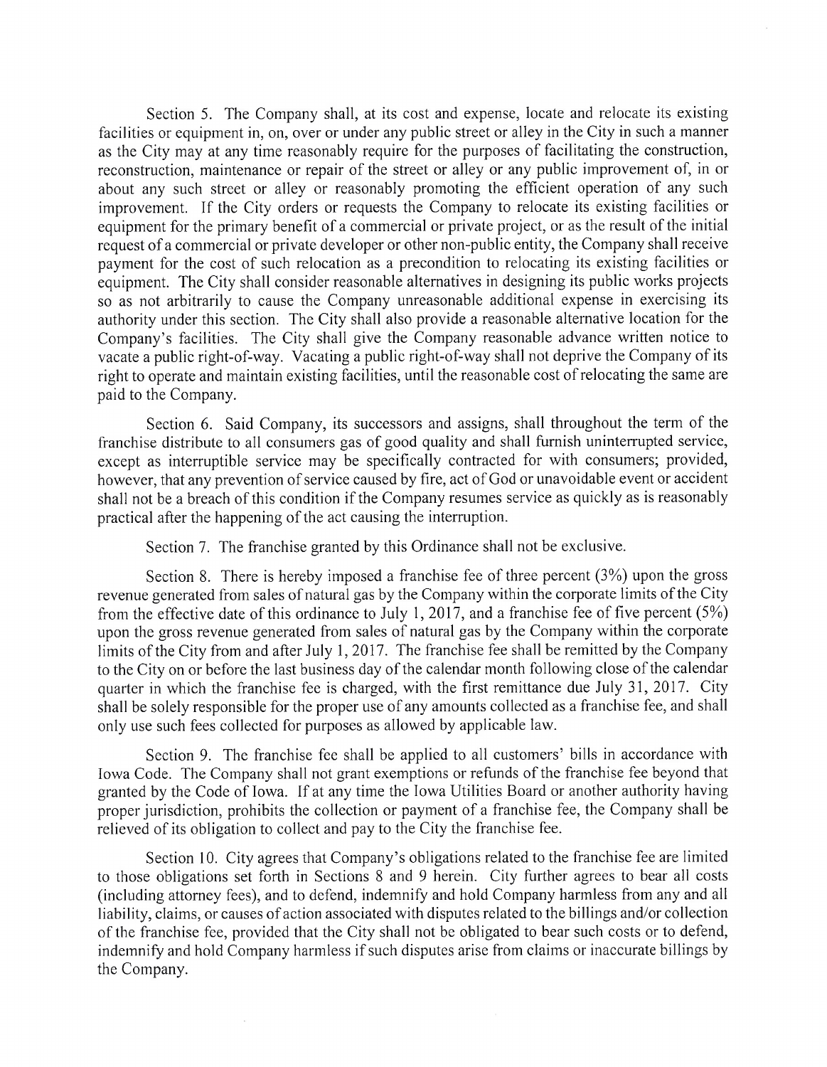Section 5. The Company shall, at its cost and expense, locate and relocate its existing facilities or equipment in, on, over or under any public street or alley in the City in such a manner as the City may at any time reasonably require for the purposes of facilitating the construction, reconstruction, maintenance or repair of the street or alley or any public improvement of, in or about any such street or alley or reasonably promoting the efficient operation of any such improvement. If the City orders or requests the Company to relocate its existing facilities or equipment for the primary benefit of a commercial or private project, or as the result of the initial request of a commercial or private developer or other non-public entity, the Company shall receive payment for the cost of such relocation as a precondition to relocating its existing facilities or equipment. The City shall consider reasonable alternatives in designing its public works projects so as not arbitrarily to cause the Company unreasonable additional expense in exercising its authority under this section. The City shall also provide a reasonable alternative location for the Company's facilities. The City shall give the Company reasonable advance written notice to vacate a public right-of-way. Vacating a public right-of-way shall not deprive the Company of its right to operate and maintain existing facilities, until the reasonable cost of relocating the same are paid to the Company.

Section 6. Said Company, its successors and assigns, shall throughout the term of the franchise distribute to all consumers gas of good quality and shall furnish uninterrupted service, except as interruptible service may be specifically contracted for with consumers; provided, however, that any prevention of service caused by fire, act of God or unavoidable event or accident shall not be a breach of this condition if the Company resumes service as quickly as is reasonably practical after the happening of the act causing the interruption.

Section 7. The franchise granted by this Ordinance shall not be exclusive.

Section 8. There is hereby imposed a franchise fee of three percent (3%) upon the gross revenue generated from sales of natural gas by the Company within the corporate limits of the City from the effective date of this ordinance to July 1, 2017, and a franchise fee of five percent (5%) upon the gross revenue generated from sales of natural gas by the Company within the corporate limits of the City from and after July 1, 2017. The franchise fee shall be remitted by the Company to the City on or before the last business day of the calendar month following close of the calendar quarter in which the franchise fee is charged, with the first remittance due July 31, 2017. City shall be solely responsible for the proper use of any amounts collected as a franchise fee, and shall only use such fees collected for purposes as allowed by applicable law.

Section 9. The franchise fee shall be applied to all customers' bills in accordance with Iowa Code. The Company shall not grant exemptions or refunds of the franchise fee beyond that granted by the Code of Iowa. If at any time the Iowa Utilities Board or another authority having proper jurisdiction, prohibits the collection or payment of a franchise fee, the Company shall be relieved of its obligation to collect and pay to the City the franchise fee.

Section 10. City agrees that Company's obligations related to the franchise fee are limited to those obligations set forth in Sections 8 and 9 herein. City further agrees to bear all costs (including attorney fees), and to defend, indemnify and hold Company harmless from any and all liability, claims, or causes of action associated with disputes related to the billings and/or collection of the franchise fee, provided that the City shall not be obligated to bear such costs or to defend, indemnify and hold Company harmless if such disputes arise from claims or inaccurate billings by the Company.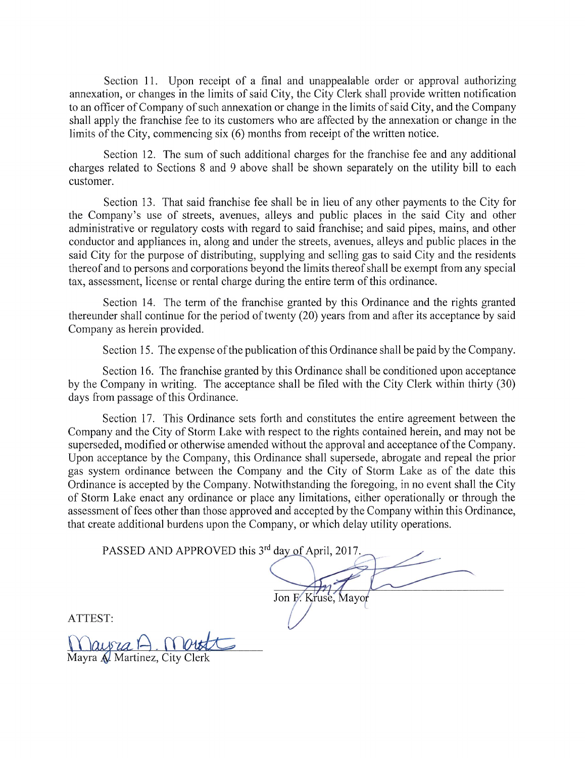Section 11. Upon receipt of a final and unappealable order or approval authorizing annexation, or changes in the limits of said City, the City Clerk shall provide written notification to an officer of Company of such annexation or change in the limits of said City, and the Company shall apply the franchise fee to its customers who are affected by the annexation or change in the limits of the City, commencing six (6) months from receipt of the written notice.

Section 12. The sum of such additional charges for the franchise fee and any additional charges related to Sections 8 and 9 above shall be shown separately on the utility bill to each customer.

Section 13. That said franchise fee shall be in lieu of any other payments to the City for the Company's use of streets, avenues, alleys and public places in the said City and other administrative or regulatory costs with regard to said franchise; and said pipes, mains, and other conductor and appliances in, along and under the streets, avenues, alleys and public places in the said City for the purpose of distributing, supplying and selling gas to said City and the residents thereof and to persons and corporations beyond the limits thereof shall be exempt from any special tax, assessment, license or rental charge during the entire term of this ordinance.

Section 14. The term of the franchise granted by this Ordinance and the rights granted thereunder shall continue for the period of twenty (20) years from and after its acceptance by said Company as herein provided.

Section 15. The expense of the publication of this Ordinance shall be paid by the Company.

Section 16. The franchise granted by this Ordinance shall be conditioned upon acceptance by the Company in writing. The acceptance shall be filed with the City Clerk within thirty (30) days from passage of this Ordinance.

Section 17. This Ordinance sets forth and constitutes the entire agreement between the Company and the City of Storm Lake with respect to the rights contained herein, and may not be superseded, modified or otherwise amended without the approval and acceptance of the Company. Upon acceptance by the Company, this Ordinance shall supersede, abrogate and repeal the prior gas system ordinance between the Company and the City of Storm Lake as of the date this Ordinance is accepted by the Company. Notwithstanding the foregoing, in no event shall the City of Storm Lake enact any ordinance or place any limitations, either operationally or through the assessment of fees other than those approved and accepted by the Company within this Ordinance, that create additional burdens upon the Company, or which delay utility operations.

PASSED AND APPROVED this 3rd day of April, 2017.

Jon F. Kruse, Mayor

ATTEST:

Mayra A. Martinez, City Clerk